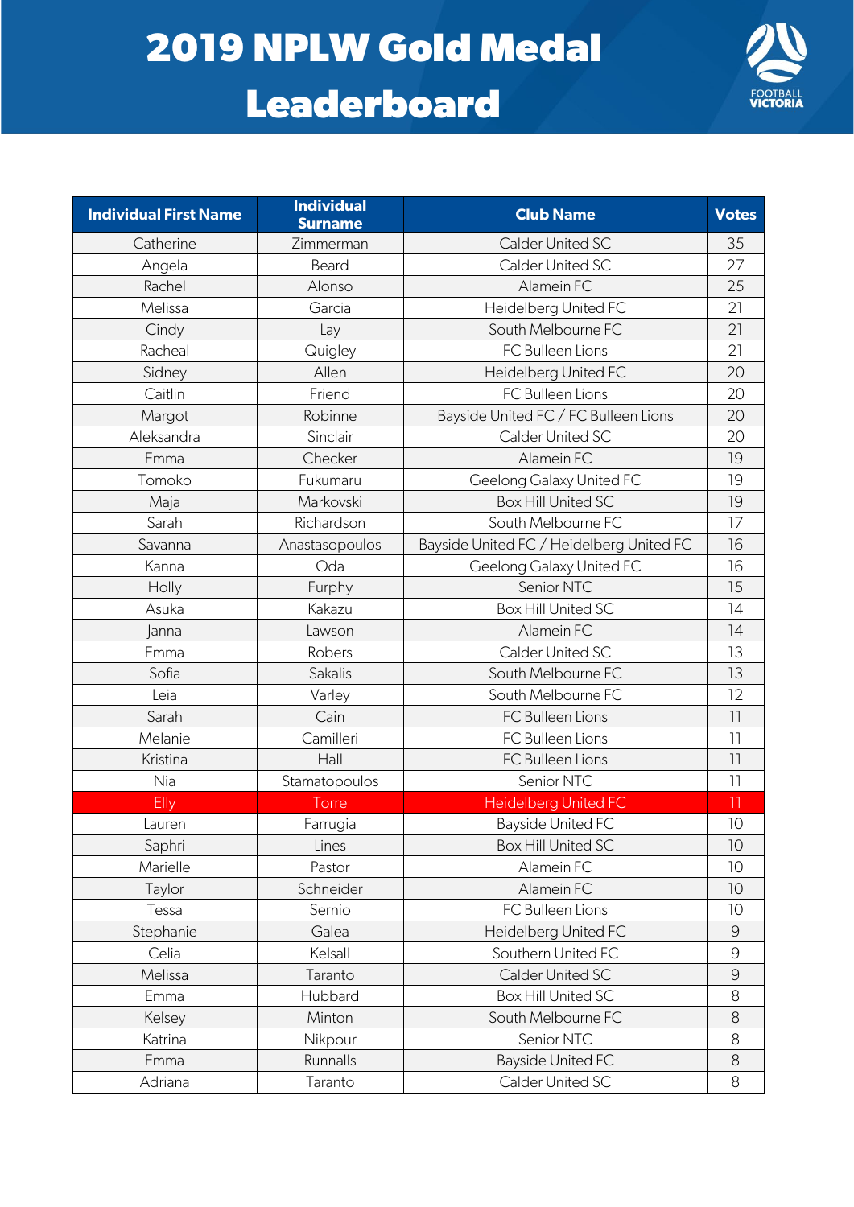# 2019 NPLW Gold Medal Leaderboard

| Individual First Name | Individual Surname | Club Name | Votes |
|---|---|---|---|
| Catherine | Zimmerman | Calder United SC | 35 |
| Angela | Beard | Calder United SC | 27 |
| Rachel | Alonso | Alamein FC | 25 |
| Melissa | Garcia | Heidelberg United FC | 21 |
| Cindy | Lay | South Melbourne FC | 21 |
| Racheal | Quigley | FC Bulleen Lions | 21 |
| Sidney | Allen | Heidelberg United FC | 20 |
| Caitlin | Friend | FC Bulleen Lions | 20 |
| Margot | Robinne | Bayside United FC / FC Bulleen Lions | 20 |
| Aleksandra | Sinclair | Calder United SC | 20 |
| Emma | Checker | Alamein FC | 19 |
| Tomoko | Fukumaru | Geelong Galaxy United FC | 19 |
| Maja | Markovski | Box Hill United SC | 19 |
| Sarah | Richardson | South Melbourne FC | 17 |
| Savanna | Anastasopoulos | Bayside United FC / Heidelberg United FC | 16 |
| Kanna | Oda | Geelong Galaxy United FC | 16 |
| Holly | Furphy | Senior NTC | 15 |
| Asuka | Kakazu | Box Hill United SC | 14 |
| Janna | Lawson | Alamein FC | 14 |
| Emma | Robers | Calder United SC | 13 |
| Sofia | Sakalis | South Melbourne FC | 13 |
| Leia | Varley | South Melbourne FC | 12 |
| Sarah | Cain | FC Bulleen Lions | 11 |
| Melanie | Camilleri | FC Bulleen Lions | 11 |
| Kristina | Hall | FC Bulleen Lions | 11 |
| Nia | Stamatopoulos | Senior NTC | 11 |
| Elly | Torre | Heidelberg United FC | 11 |
| Lauren | Farrugia | Bayside United FC | 10 |
| Saphri | Lines | Box Hill United SC | 10 |
| Marielle | Pastor | Alamein FC | 10 |
| Taylor | Schneider | Alamein FC | 10 |
| Tessa | Sernio | FC Bulleen Lions | 10 |
| Stephanie | Galea | Heidelberg United FC | 9 |
| Celia | Kelsall | Southern United FC | 9 |
| Melissa | Taranto | Calder United SC | 9 |
| Emma | Hubbard | Box Hill United SC | 8 |
| Kelsey | Minton | South Melbourne FC | 8 |
| Katrina | Nikpour | Senior NTC | 8 |
| Emma | Runnalls | Bayside United FC | 8 |
| Adriana | Taranto | Calder United SC | 8 |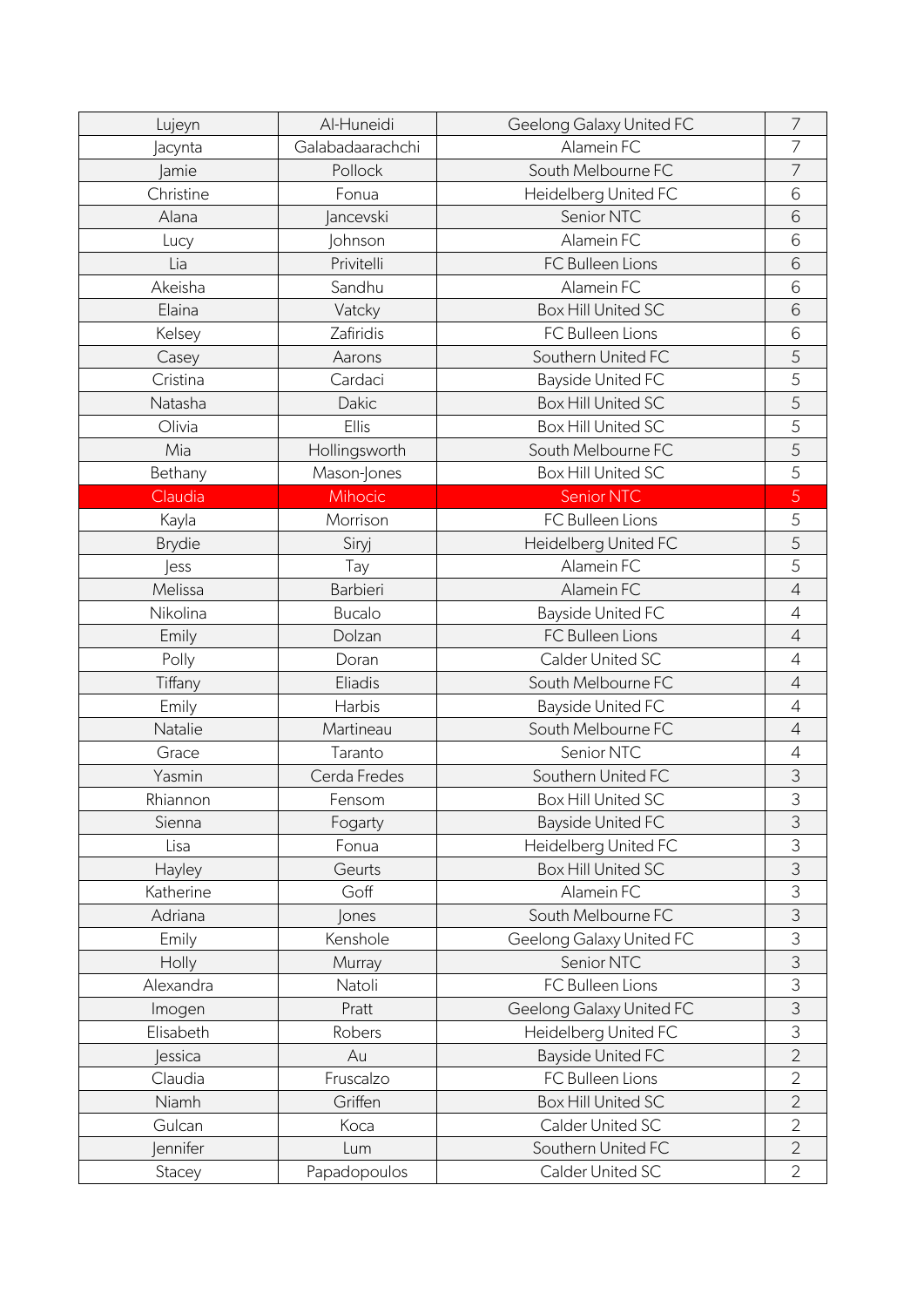| Lujeyn | Al-Huneidi | Geelong Galaxy United FC | 7 |
|---|---|---|---|
| Jacynta | Galabadaarachchi | Alamein FC | 7 |
| Jamie | Pollock | South Melbourne FC | 7 |
| Christine | Fonua | Heidelberg United FC | 6 |
| Alana | Jancevski | Senior NTC | 6 |
| Lucy | Johnson | Alamein FC | 6 |
| Lia | Privitelli | FC Bulleen Lions | 6 |
| Akeisha | Sandhu | Alamein FC | 6 |
| Elaina | Vatcky | Box Hill United SC | 6 |
| Kelsey | Zafiridis | FC Bulleen Lions | 6 |
| Casey | Aarons | Southern United FC | 5 |
| Cristina | Cardaci | Bayside United FC | 5 |
| Natasha | Dakic | Box Hill United SC | 5 |
| Olivia | Ellis | Box Hill United SC | 5 |
| Mia | Hollingsworth | South Melbourne FC | 5 |
| Bethany | Mason-Jones | Box Hill United SC | 5 |
| Claudia | Mihocic | Senior NTC | 5 |
| Kayla | Morrison | FC Bulleen Lions | 5 |
| Brydie | Siryj | Heidelberg United FC | 5 |
| Jess | Tay | Alamein FC | 5 |
| Melissa | Barbieri | Alamein FC | 4 |
| Nikolina | Bucalo | Bayside United FC | 4 |
| Emily | Dolzan | FC Bulleen Lions | 4 |
| Polly | Doran | Calder United SC | 4 |
| Tiffany | Eliadis | South Melbourne FC | 4 |
| Emily | Harbis | Bayside United FC | 4 |
| Natalie | Martineau | South Melbourne FC | 4 |
| Grace | Taranto | Senior NTC | 4 |
| Yasmin | Cerda Fredes | Southern United FC | 3 |
| Rhiannon | Fensom | Box Hill United SC | 3 |
| Sienna | Fogarty | Bayside United FC | 3 |
| Lisa | Fonua | Heidelberg United FC | 3 |
| Hayley | Geurts | Box Hill United SC | 3 |
| Katherine | Goff | Alamein FC | 3 |
| Adriana | Jones | South Melbourne FC | 3 |
| Emily | Kenshole | Geelong Galaxy United FC | 3 |
| Holly | Murray | Senior NTC | 3 |
| Alexandra | Natoli | FC Bulleen Lions | 3 |
| Imogen | Pratt | Geelong Galaxy United FC | 3 |
| Elisabeth | Robers | Heidelberg United FC | 3 |
| Jessica | Au | Bayside United FC | 2 |
| Claudia | Fruscalzo | FC Bulleen Lions | 2 |
| Niamh | Griffen | Box Hill United SC | 2 |
| Gulcan | Koca | Calder United SC | 2 |
| Jennifer | Lum | Southern United FC | 2 |
| Stacey | Papadopoulos | Calder United SC | 2 |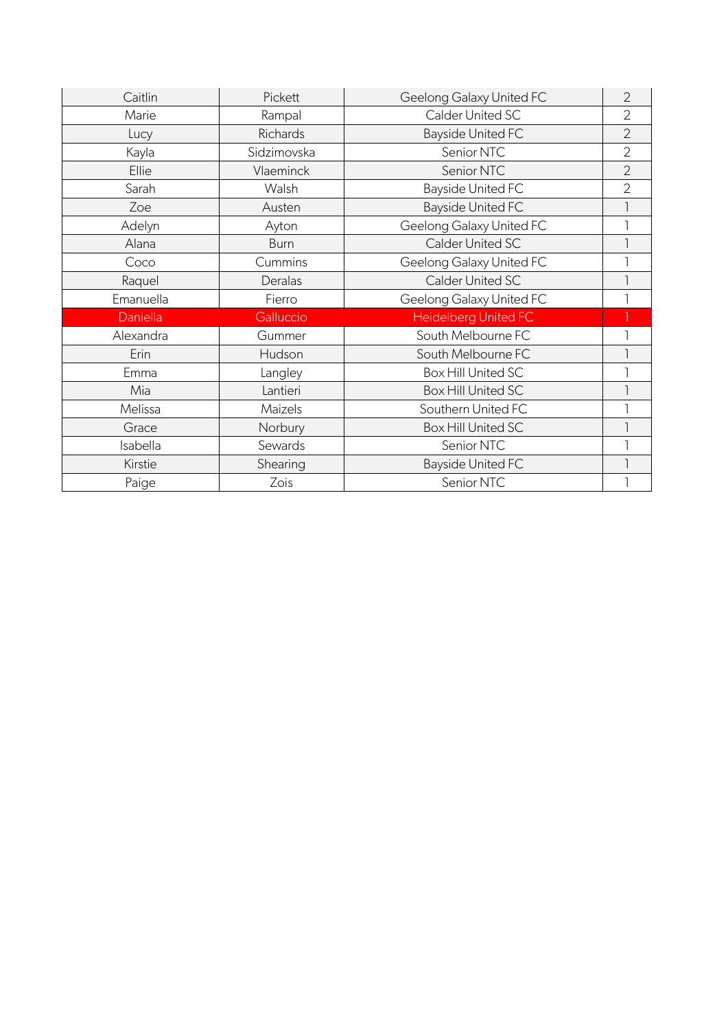| | | | |
|---|---|---|---|
| Caitlin | Pickett | Geelong Galaxy United FC | 2 |
| Marie | Rampal | Calder United SC | 2 |
| Lucy | Richards | Bayside United FC | 2 |
| Kayla | Sidzimovska | Senior NTC | 2 |
| Ellie | Vlaeminck | Senior NTC | 2 |
| Sarah | Walsh | Bayside United FC | 2 |
| Zoe | Austen | Bayside United FC | 1 |
| Adelyn | Ayton | Geelong Galaxy United FC | 1 |
| Alana | Burn | Calder United SC | 1 |
| Coco | Cummins | Geelong Galaxy United FC | 1 |
| Raquel | Deralas | Calder United SC | 1 |
| Emanuella | Fierro | Geelong Galaxy United FC | 1 |
| Daniella | Galluccio | Heidelberg United FC | 1 |
| Alexandra | Gummer | South Melbourne FC | 1 |
| Erin | Hudson | South Melbourne FC | 1 |
| Emma | Langley | Box Hill United SC | 1 |
| Mia | Lantieri | Box Hill United SC | 1 |
| Melissa | Maizels | Southern United FC | 1 |
| Grace | Norbury | Box Hill United SC | 1 |
| Isabella | Sewards | Senior NTC | 1 |
| Kirstie | Shearing | Bayside United FC | 1 |
| Paige | Zois | Senior NTC | 1 |